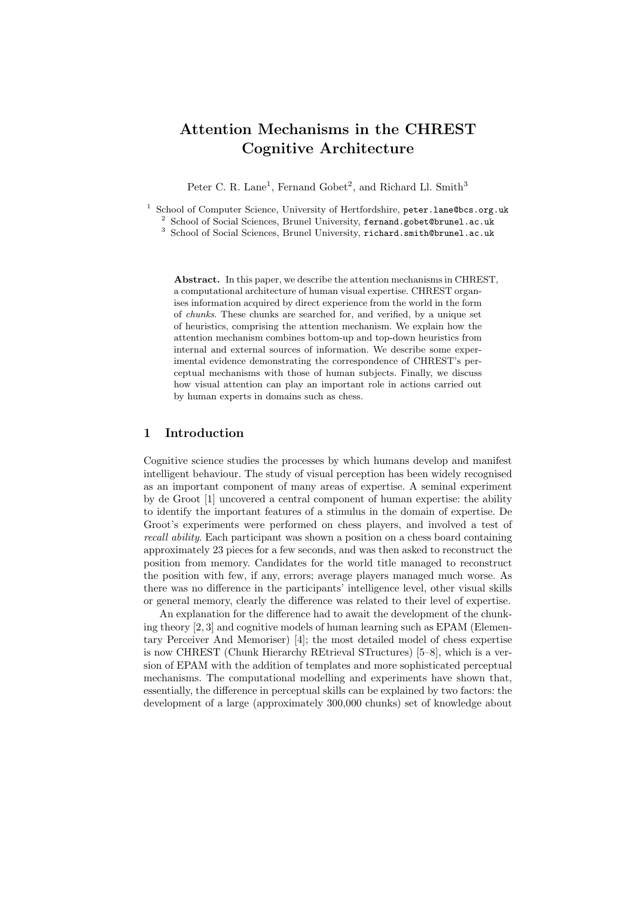# Attention Mechanisms in the CHREST Cognitive Architecture

Peter C. R. Lane[1], Fernand Gobet[2], and Richard Ll. Smith[3]

[1] School of Computer Science, University of Hertfordshire, peter.lane@bcs.org.uk
[2] School of Social Sciences, Brunel University, fernand.gobet@brunel.ac.uk
[3] School of Social Sciences, Brunel University, richard.smith@brunel.ac.uk

**Abstract.** In this paper, we describe the attention mechanisms in CHREST, a computational architecture of human visual expertise. CHREST organises information acquired by direct experience from the world in the form of *chunks*. These chunks are searched for, and verified, by a unique set of heuristics, comprising the attention mechanism. We explain how the attention mechanism combines bottom-up and top-down heuristics from internal and external sources of information. We describe some experimental evidence demonstrating the correspondence of CHREST's perceptual mechanisms with those of human subjects. Finally, we discuss how visual attention can play an important role in actions carried out by human experts in domains such as chess.

## 1 Introduction

Cognitive science studies the processes by which humans develop and manifest intelligent behaviour. The study of visual perception has been widely recognised as an important component of many areas of expertise. A seminal experiment by de Groot [1] uncovered a central component of human expertise: the ability to identify the important features of a stimulus in the domain of expertise. De Groot's experiments were performed on chess players, and involved a test of *recall ability*. Each participant was shown a position on a chess board containing approximately 23 pieces for a few seconds, and was then asked to reconstruct the position from memory. Candidates for the world title managed to reconstruct the position with few, if any, errors; average players managed much worse. As there was no difference in the participants' intelligence level, other visual skills or general memory, clearly the difference was related to their level of expertise.

An explanation for the difference had to await the development of the chunking theory [2, 3] and cognitive models of human learning such as EPAM (Elementary Perceiver And Memoriser) [4]; the most detailed model of chess expertise is now CHREST (Chunk Hierarchy REtrieval STructures) [5–8], which is a version of EPAM with the addition of templates and more sophisticated perceptual mechanisms. The computational modelling and experiments have shown that, essentially, the difference in perceptual skills can be explained by two factors: the development of a large (approximately 300,000 chunks) set of knowledge about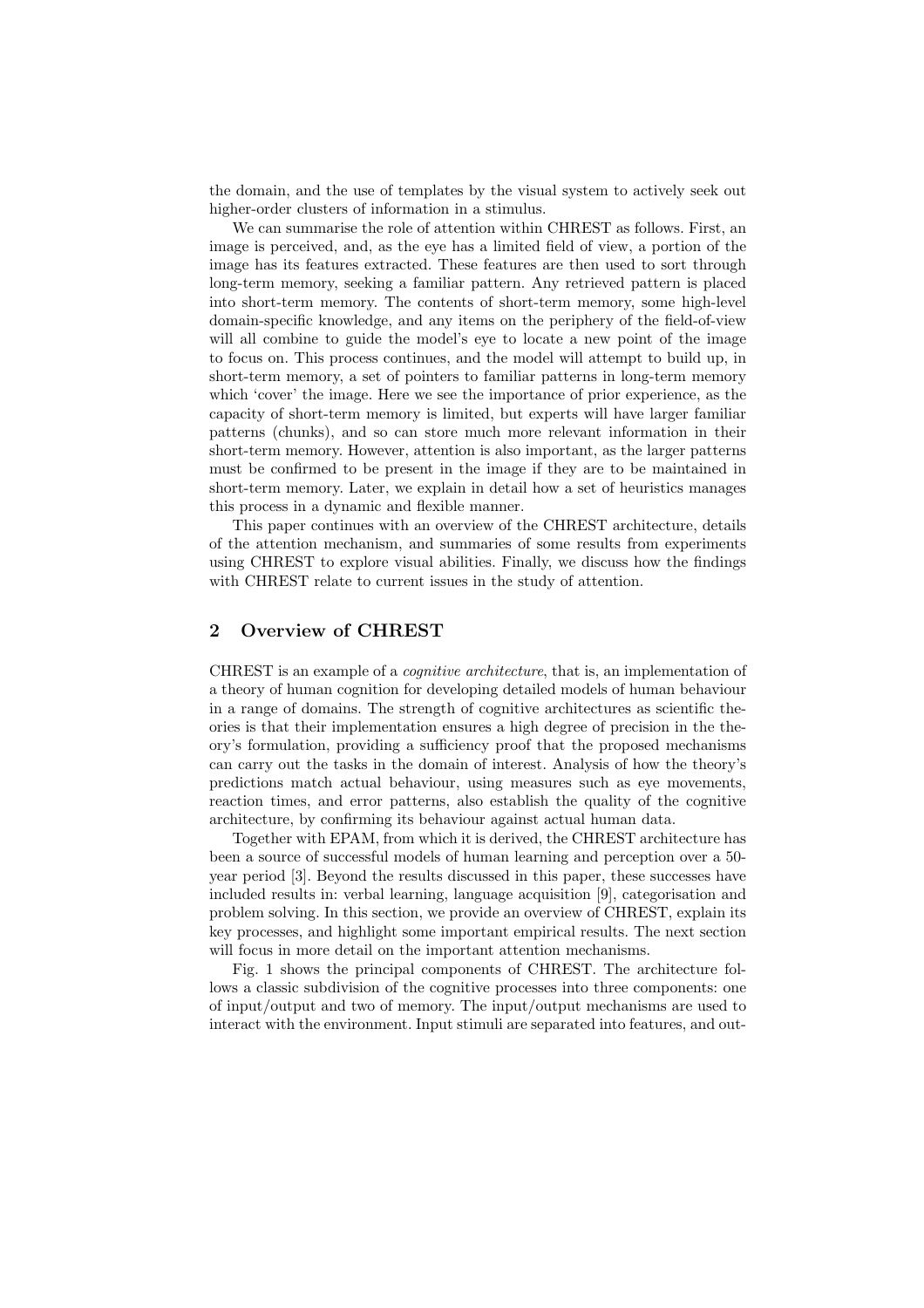the domain, and the use of templates by the visual system to actively seek out higher-order clusters of information in a stimulus.

We can summarise the role of attention within CHREST as follows. First, an image is perceived, and, as the eye has a limited field of view, a portion of the image has its features extracted. These features are then used to sort through long-term memory, seeking a familiar pattern. Any retrieved pattern is placed into short-term memory. The contents of short-term memory, some high-level domain-specific knowledge, and any items on the periphery of the field-of-view will all combine to guide the model's eye to locate a new point of the image to focus on. This process continues, and the model will attempt to build up, in short-term memory, a set of pointers to familiar patterns in long-term memory which 'cover' the image. Here we see the importance of prior experience, as the capacity of short-term memory is limited, but experts will have larger familiar patterns (chunks), and so can store much more relevant information in their short-term memory. However, attention is also important, as the larger patterns must be confirmed to be present in the image if they are to be maintained in short-term memory. Later, we explain in detail how a set of heuristics manages this process in a dynamic and flexible manner.

This paper continues with an overview of the CHREST architecture, details of the attention mechanism, and summaries of some results from experiments using CHREST to explore visual abilities. Finally, we discuss how the findings with CHREST relate to current issues in the study of attention.

## 2 Overview of CHREST

CHREST is an example of a *cognitive architecture*, that is, an implementation of a theory of human cognition for developing detailed models of human behaviour in a range of domains. The strength of cognitive architectures as scientific theories is that their implementation ensures a high degree of precision in the theory's formulation, providing a sufficiency proof that the proposed mechanisms can carry out the tasks in the domain of interest. Analysis of how the theory's predictions match actual behaviour, using measures such as eye movements, reaction times, and error patterns, also establish the quality of the cognitive architecture, by confirming its behaviour against actual human data.

Together with EPAM, from which it is derived, the CHREST architecture has been a source of successful models of human learning and perception over a 50-year period [3]. Beyond the results discussed in this paper, these successes have included results in: verbal learning, language acquisition [9], categorisation and problem solving. In this section, we provide an overview of CHREST, explain its key processes, and highlight some important empirical results. The next section will focus in more detail on the important attention mechanisms.

Fig. 1 shows the principal components of CHREST. The architecture follows a classic subdivision of the cognitive processes into three components: one of input/output and two of memory. The input/output mechanisms are used to interact with the environment. Input stimuli are separated into features, and out-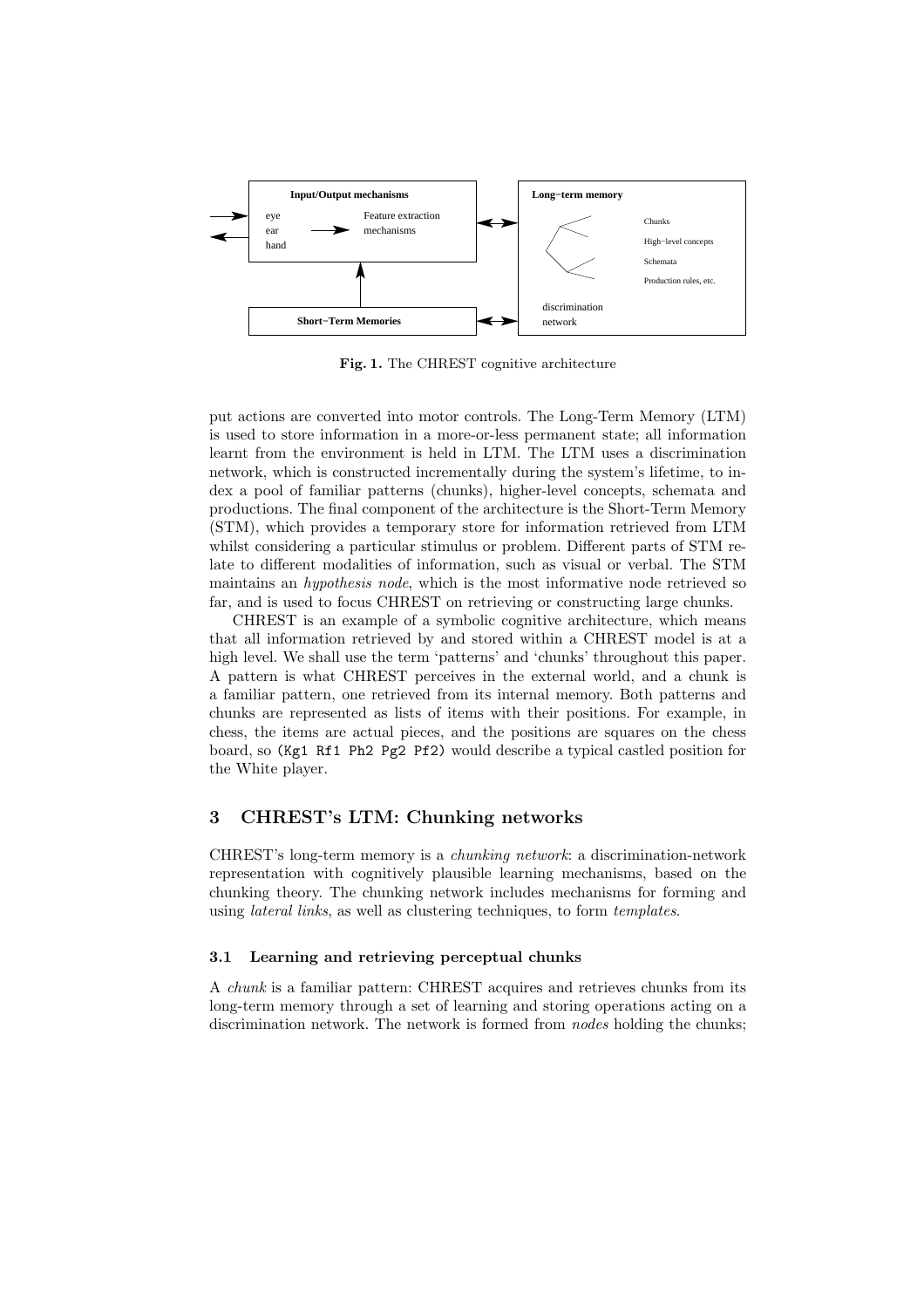Input/Output mechanisms

eye
ear
hand

Feature extraction
mechanisms

Long−term memory

Chunks
High−level concepts
Schemata
Production rules, etc.

discrimination
network

Short−Term Memories

**Fig. 1.** The CHREST cognitive architecture

put actions are converted into motor controls. The Long-Term Memory (LTM) is used to store information in a more-or-less permanent state; all information learnt from the environment is held in LTM. The LTM uses a discrimination network, which is constructed incrementally during the system's lifetime, to index a pool of familiar patterns (chunks), higher-level concepts, schemata and productions. The final component of the architecture is the Short-Term Memory (STM), which provides a temporary store for information retrieved from LTM whilst considering a particular stimulus or problem. Different parts of STM relate to different modalities of information, such as visual or verbal. The STM maintains an *hypothesis node*, which is the most informative node retrieved so far, and is used to focus CHREST on retrieving or constructing large chunks.

CHREST is an example of a symbolic cognitive architecture, which means that all information retrieved by and stored within a CHREST model is at a high level. We shall use the term 'patterns' and 'chunks' throughout this paper. A pattern is what CHREST perceives in the external world, and a chunk is a familiar pattern, one retrieved from its internal memory. Both patterns and chunks are represented as lists of items with their positions. For example, in chess, the items are actual pieces, and the positions are squares on the chess board, so `(Kg1 Rf1 Ph2 Pg2 Pf2)` would describe a typical castled position for the White player.

## 3 CHREST's LTM: Chunking networks

CHREST's long-term memory is a *chunking network*: a discrimination-network representation with cognitively plausible learning mechanisms, based on the chunking theory. The chunking network includes mechanisms for forming and using *lateral links*, as well as clustering techniques, to form *templates*.

### 3.1 Learning and retrieving perceptual chunks

A *chunk* is a familiar pattern: CHREST acquires and retrieves chunks from its long-term memory through a set of learning and storing operations acting on a discrimination network. The network is formed from *nodes* holding the chunks;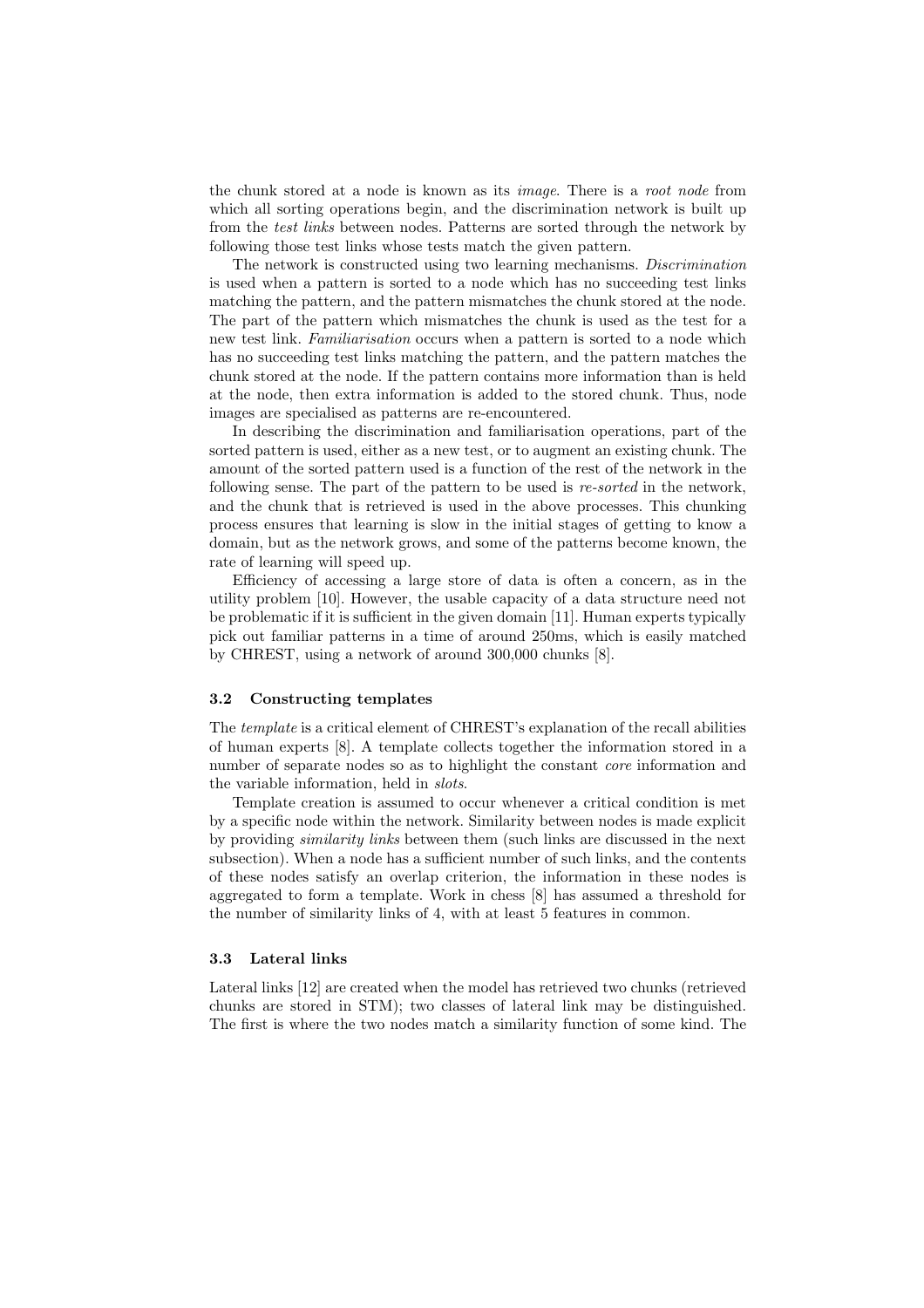the chunk stored at a node is known as its *image*. There is a *root node* from which all sorting operations begin, and the discrimination network is built up from the *test links* between nodes. Patterns are sorted through the network by following those test links whose tests match the given pattern.

The network is constructed using two learning mechanisms. *Discrimination* is used when a pattern is sorted to a node which has no succeeding test links matching the pattern, and the pattern mismatches the chunk stored at the node. The part of the pattern which mismatches the chunk is used as the test for a new test link. *Familiarisation* occurs when a pattern is sorted to a node which has no succeeding test links matching the pattern, and the pattern matches the chunk stored at the node. If the pattern contains more information than is held at the node, then extra information is added to the stored chunk. Thus, node images are specialised as patterns are re-encountered.

In describing the discrimination and familiarisation operations, part of the sorted pattern is used, either as a new test, or to augment an existing chunk. The amount of the sorted pattern used is a function of the rest of the network in the following sense. The part of the pattern to be used is *re-sorted* in the network, and the chunk that is retrieved is used in the above processes. This chunking process ensures that learning is slow in the initial stages of getting to know a domain, but as the network grows, and some of the patterns become known, the rate of learning will speed up.

Efficiency of accessing a large store of data is often a concern, as in the utility problem [10]. However, the usable capacity of a data structure need not be problematic if it is sufficient in the given domain [11]. Human experts typically pick out familiar patterns in a time of around 250ms, which is easily matched by CHREST, using a network of around 300,000 chunks [8].

### 3.2 Constructing templates

The *template* is a critical element of CHREST's explanation of the recall abilities of human experts [8]. A template collects together the information stored in a number of separate nodes so as to highlight the constant *core* information and the variable information, held in *slots*.

Template creation is assumed to occur whenever a critical condition is met by a specific node within the network. Similarity between nodes is made explicit by providing *similarity links* between them (such links are discussed in the next subsection). When a node has a sufficient number of such links, and the contents of these nodes satisfy an overlap criterion, the information in these nodes is aggregated to form a template. Work in chess [8] has assumed a threshold for the number of similarity links of 4, with at least 5 features in common.

### 3.3 Lateral links

Lateral links [12] are created when the model has retrieved two chunks (retrieved chunks are stored in STM); two classes of lateral link may be distinguished. The first is where the two nodes match a similarity function of some kind. The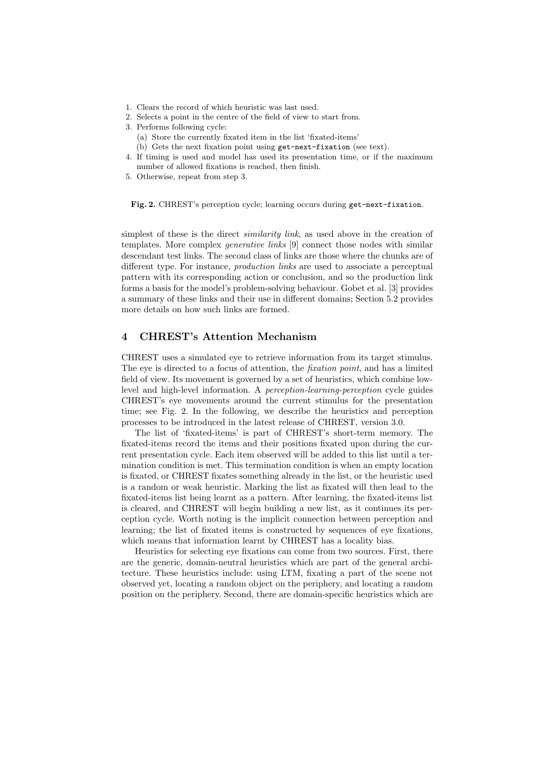1. Clears the record of which heuristic was last used.
2. Selects a point in the centre of the field of view to start from.
3. Performs following cycle:
   (a) Store the currently fixated item in the list 'fixated-items'
   (b) Gets the next fixation point using `get-next-fixation` (see text).
4. If timing is used and model has used its presentation time, or if the maximum number of allowed fixations is reached, then finish.
5. Otherwise, repeat from step 3.

**Fig. 2.** CHREST's perception cycle; learning occurs during `get-next-fixation`.

simplest of these is the direct *similarity link*, as used above in the creation of templates. More complex *generative links* [9] connect those nodes with similar descendant test links. The second class of links are those where the chunks are of different type. For instance, *production links* are used to associate a perceptual pattern with its corresponding action or conclusion, and so the production link forms a basis for the model's problem-solving behaviour. Gobet et al. [3] provides a summary of these links and their use in different domains; Section 5.2 provides more details on how such links are formed.

## 4 CHREST's Attention Mechanism

CHREST uses a simulated eye to retrieve information from its target stimulus. The eye is directed to a focus of attention, the *fixation point*, and has a limited field of view. Its movement is governed by a set of heuristics, which combine low-level and high-level information. A *perception-learning-perception* cycle guides CHREST's eye movements around the current stimulus for the presentation time; see Fig. 2. In the following, we describe the heuristics and perception processes to be introduced in the latest release of CHREST, version 3.0.

The list of 'fixated-items' is part of CHREST's short-term memory. The fixated-items record the items and their positions fixated upon during the current presentation cycle. Each item observed will be added to this list until a termination condition is met. This termination condition is when an empty location is fixated, or CHREST fixates something already in the list, or the heuristic used is a random or weak heuristic. Marking the list as fixated will then lead to the fixated-items list being learnt as a pattern. After learning, the fixated-items list is cleared, and CHREST will begin building a new list, as it continues its perception cycle. Worth noting is the implicit connection between perception and learning; the list of fixated items is constructed by sequences of eye fixations, which means that information learnt by CHREST has a locality bias.

Heuristics for selecting eye fixations can come from two sources. First, there are the generic, domain-neutral heuristics which are part of the general architecture. These heuristics include: using LTM, fixating a part of the scene not observed yet, locating a random object on the periphery, and locating a random position on the periphery. Second, there are domain-specific heuristics which are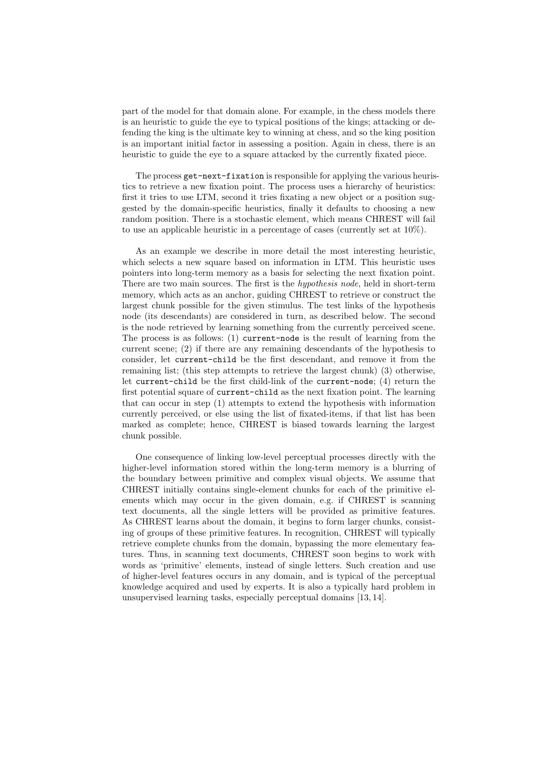part of the model for that domain alone. For example, in the chess models there is an heuristic to guide the eye to typical positions of the kings; attacking or defending the king is the ultimate key to winning at chess, and so the king position is an important initial factor in assessing a position. Again in chess, there is an heuristic to guide the eye to a square attacked by the currently fixated piece.

The process `get-next-fixation` is responsible for applying the various heuristics to retrieve a new fixation point. The process uses a hierarchy of heuristics: first it tries to use LTM, second it tries fixating a new object or a position suggested by the domain-specific heuristics, finally it defaults to choosing a new random position. There is a stochastic element, which means CHREST will fail to use an applicable heuristic in a percentage of cases (currently set at 10%).

As an example we describe in more detail the most interesting heuristic, which selects a new square based on information in LTM. This heuristic uses pointers into long-term memory as a basis for selecting the next fixation point. There are two main sources. The first is the *hypothesis node*, held in short-term memory, which acts as an anchor, guiding CHREST to retrieve or construct the largest chunk possible for the given stimulus. The test links of the hypothesis node (its descendants) are considered in turn, as described below. The second is the node retrieved by learning something from the currently perceived scene. The process is as follows: (1) `current-node` is the result of learning from the current scene; (2) if there are any remaining descendants of the hypothesis to consider, let `current-child` be the first descendant, and remove it from the remaining list; (this step attempts to retrieve the largest chunk) (3) otherwise, let `current-child` be the first child-link of the `current-node`; (4) return the first potential square of `current-child` as the next fixation point. The learning that can occur in step (1) attempts to extend the hypothesis with information currently perceived, or else using the list of fixated-items, if that list has been marked as complete; hence, CHREST is biased towards learning the largest chunk possible.

One consequence of linking low-level perceptual processes directly with the higher-level information stored within the long-term memory is a blurring of the boundary between primitive and complex visual objects. We assume that CHREST initially contains single-element chunks for each of the primitive elements which may occur in the given domain, e.g. if CHREST is scanning text documents, all the single letters will be provided as primitive features. As CHREST learns about the domain, it begins to form larger chunks, consisting of groups of these primitive features. In recognition, CHREST will typically retrieve complete chunks from the domain, bypassing the more elementary features. Thus, in scanning text documents, CHREST soon begins to work with words as 'primitive' elements, instead of single letters. Such creation and use of higher-level features occurs in any domain, and is typical of the perceptual knowledge acquired and used by experts. It is also a typically hard problem in unsupervised learning tasks, especially perceptual domains [13, 14].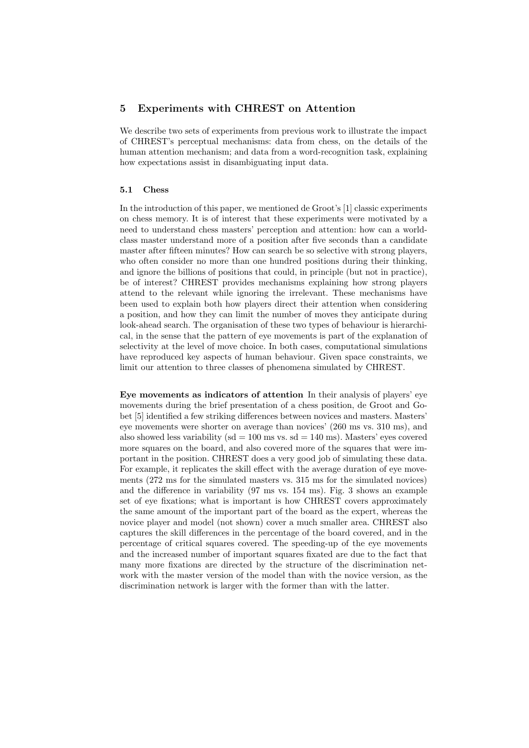## 5 Experiments with CHREST on Attention

We describe two sets of experiments from previous work to illustrate the impact of CHREST's perceptual mechanisms: data from chess, on the details of the human attention mechanism; and data from a word-recognition task, explaining how expectations assist in disambiguating input data.

### 5.1 Chess

In the introduction of this paper, we mentioned de Groot's [1] classic experiments on chess memory. It is of interest that these experiments were motivated by a need to understand chess masters' perception and attention: how can a world-class master understand more of a position after five seconds than a candidate master after fifteen minutes? How can search be so selective with strong players, who often consider no more than one hundred positions during their thinking, and ignore the billions of positions that could, in principle (but not in practice), be of interest? CHREST provides mechanisms explaining how strong players attend to the relevant while ignoring the irrelevant. These mechanisms have been used to explain both how players direct their attention when considering a position, and how they can limit the number of moves they anticipate during look-ahead search. The organisation of these two types of behaviour is hierarchical, in the sense that the pattern of eye movements is part of the explanation of selectivity at the level of move choice. In both cases, computational simulations have reproduced key aspects of human behaviour. Given space constraints, we limit our attention to three classes of phenomena simulated by CHREST.

**Eye movements as indicators of attention** In their analysis of players' eye movements during the brief presentation of a chess position, de Groot and Gobet [5] identified a few striking differences between novices and masters. Masters' eye movements were shorter on average than novices' (260 ms vs. 310 ms), and also showed less variability (sd = 100 ms vs. sd = 140 ms). Masters' eyes covered more squares on the board, and also covered more of the squares that were important in the position. CHREST does a very good job of simulating these data. For example, it replicates the skill effect with the average duration of eye movements (272 ms for the simulated masters vs. 315 ms for the simulated novices) and the difference in variability (97 ms vs. 154 ms). Fig. 3 shows an example set of eye fixations; what is important is how CHREST covers approximately the same amount of the important part of the board as the expert, whereas the novice player and model (not shown) cover a much smaller area. CHREST also captures the skill differences in the percentage of the board covered, and in the percentage of critical squares covered. The speeding-up of the eye movements and the increased number of important squares fixated are due to the fact that many more fixations are directed by the structure of the discrimination network with the master version of the model than with the novice version, as the discrimination network is larger with the former than with the latter.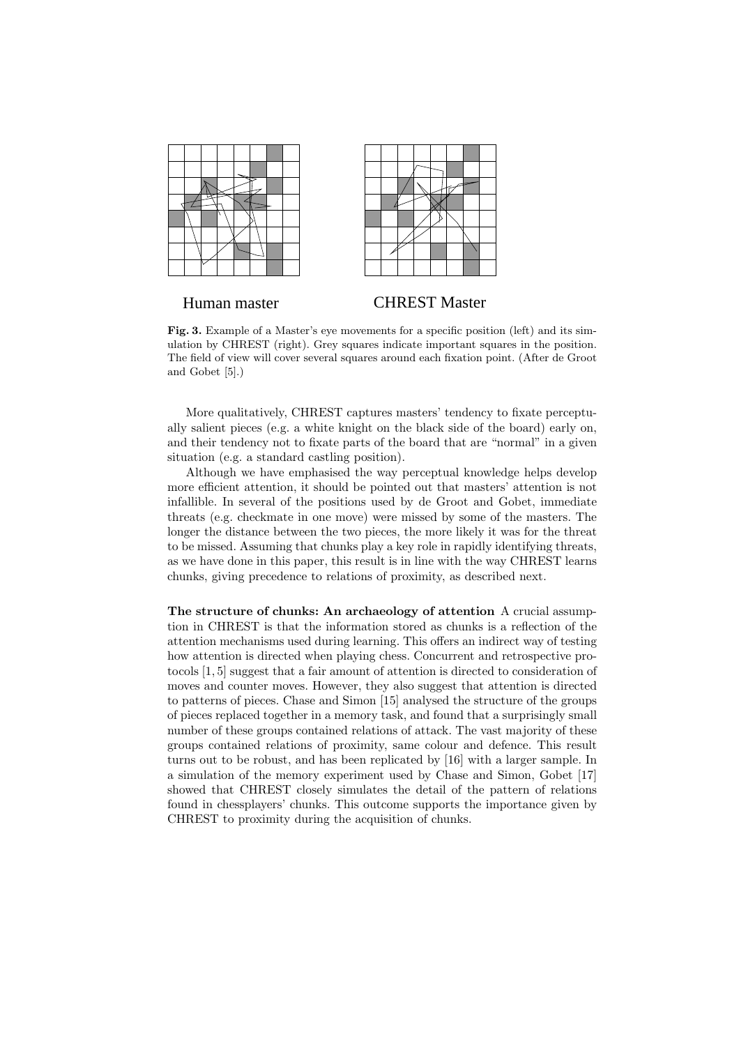Human master

CHREST Master

**Fig. 3.** Example of a Master's eye movements for a specific position (left) and its simulation by CHREST (right). Grey squares indicate important squares in the position. The field of view will cover several squares around each fixation point. (After de Groot and Gobet [5].)

More qualitatively, CHREST captures masters' tendency to fixate perceptually salient pieces (e.g. a white knight on the black side of the board) early on, and their tendency not to fixate parts of the board that are "normal" in a given situation (e.g. a standard castling position).

Although we have emphasised the way perceptual knowledge helps develop more efficient attention, it should be pointed out that masters' attention is not infallible. In several of the positions used by de Groot and Gobet, immediate threats (e.g. checkmate in one move) were missed by some of the masters. The longer the distance between the two pieces, the more likely it was for the threat to be missed. Assuming that chunks play a key role in rapidly identifying threats, as we have done in this paper, this result is in line with the way CHREST learns chunks, giving precedence to relations of proximity, as described next.

**The structure of chunks: An archaeology of attention** A crucial assumption in CHREST is that the information stored as chunks is a reflection of the attention mechanisms used during learning. This offers an indirect way of testing how attention is directed when playing chess. Concurrent and retrospective protocols [1, 5] suggest that a fair amount of attention is directed to consideration of moves and counter moves. However, they also suggest that attention is directed to patterns of pieces. Chase and Simon [15] analysed the structure of the groups of pieces replaced together in a memory task, and found that a surprisingly small number of these groups contained relations of attack. The vast majority of these groups contained relations of proximity, same colour and defence. This result turns out to be robust, and has been replicated by [16] with a larger sample. In a simulation of the memory experiment used by Chase and Simon, Gobet [17] showed that CHREST closely simulates the detail of the pattern of relations found in chessplayers' chunks. This outcome supports the importance given by CHREST to proximity during the acquisition of chunks.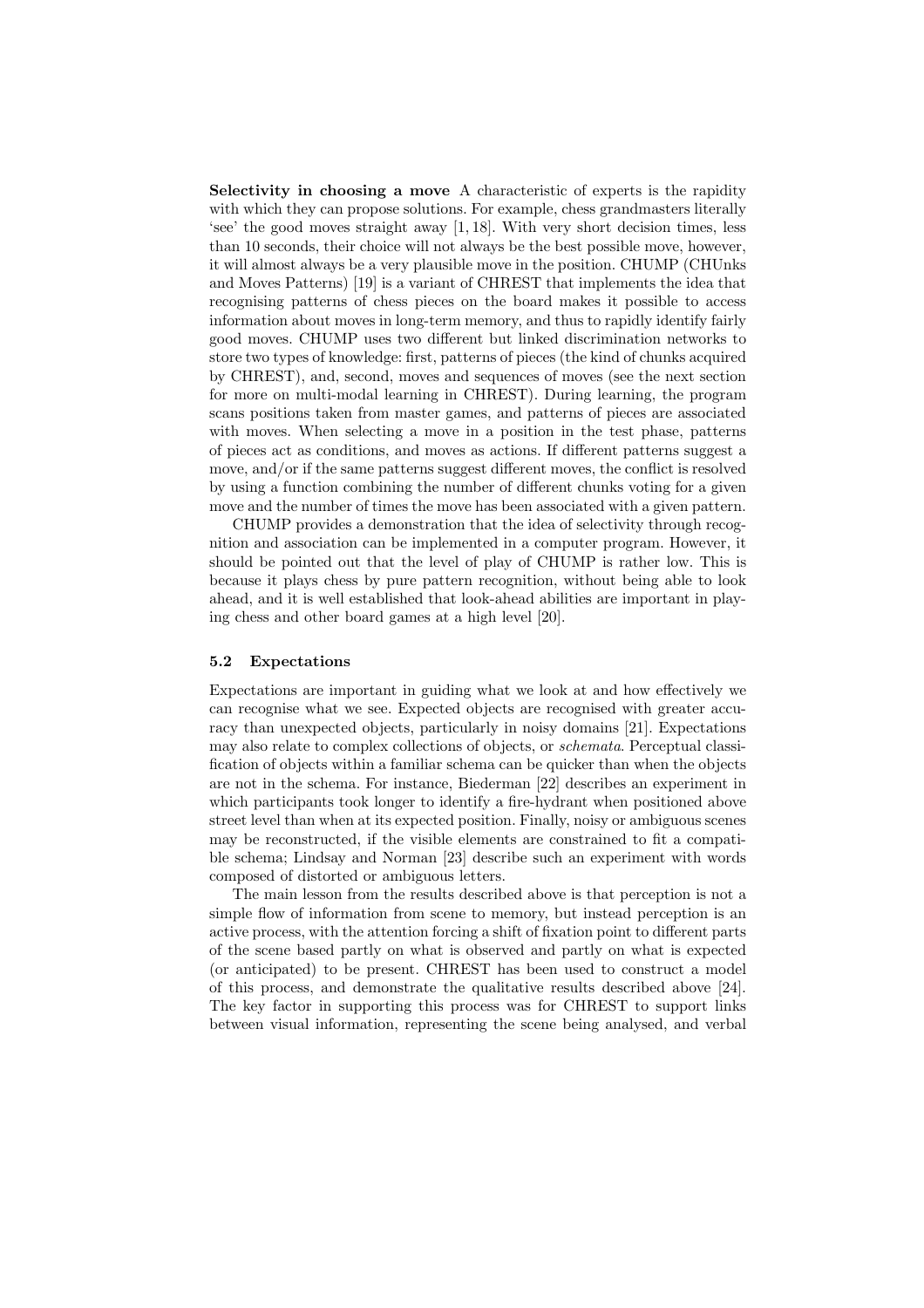**Selectivity in choosing a move** A characteristic of experts is the rapidity with which they can propose solutions. For example, chess grandmasters literally 'see' the good moves straight away [1, 18]. With very short decision times, less than 10 seconds, their choice will not always be the best possible move, however, it will almost always be a very plausible move in the position. CHUMP (CHUnks and Moves Patterns) [19] is a variant of CHREST that implements the idea that recognising patterns of chess pieces on the board makes it possible to access information about moves in long-term memory, and thus to rapidly identify fairly good moves. CHUMP uses two different but linked discrimination networks to store two types of knowledge: first, patterns of pieces (the kind of chunks acquired by CHREST), and, second, moves and sequences of moves (see the next section for more on multi-modal learning in CHREST). During learning, the program scans positions taken from master games, and patterns of pieces are associated with moves. When selecting a move in a position in the test phase, patterns of pieces act as conditions, and moves as actions. If different patterns suggest a move, and/or if the same patterns suggest different moves, the conflict is resolved by using a function combining the number of different chunks voting for a given move and the number of times the move has been associated with a given pattern.

CHUMP provides a demonstration that the idea of selectivity through recognition and association can be implemented in a computer program. However, it should be pointed out that the level of play of CHUMP is rather low. This is because it plays chess by pure pattern recognition, without being able to look ahead, and it is well established that look-ahead abilities are important in playing chess and other board games at a high level [20].

### 5.2 Expectations

Expectations are important in guiding what we look at and how effectively we can recognise what we see. Expected objects are recognised with greater accuracy than unexpected objects, particularly in noisy domains [21]. Expectations may also relate to complex collections of objects, or *schemata*. Perceptual classification of objects within a familiar schema can be quicker than when the objects are not in the schema. For instance, Biederman [22] describes an experiment in which participants took longer to identify a fire-hydrant when positioned above street level than when at its expected position. Finally, noisy or ambiguous scenes may be reconstructed, if the visible elements are constrained to fit a compatible schema; Lindsay and Norman [23] describe such an experiment with words composed of distorted or ambiguous letters.

The main lesson from the results described above is that perception is not a simple flow of information from scene to memory, but instead perception is an active process, with the attention forcing a shift of fixation point to different parts of the scene based partly on what is observed and partly on what is expected (or anticipated) to be present. CHREST has been used to construct a model of this process, and demonstrate the qualitative results described above [24]. The key factor in supporting this process was for CHREST to support links between visual information, representing the scene being analysed, and verbal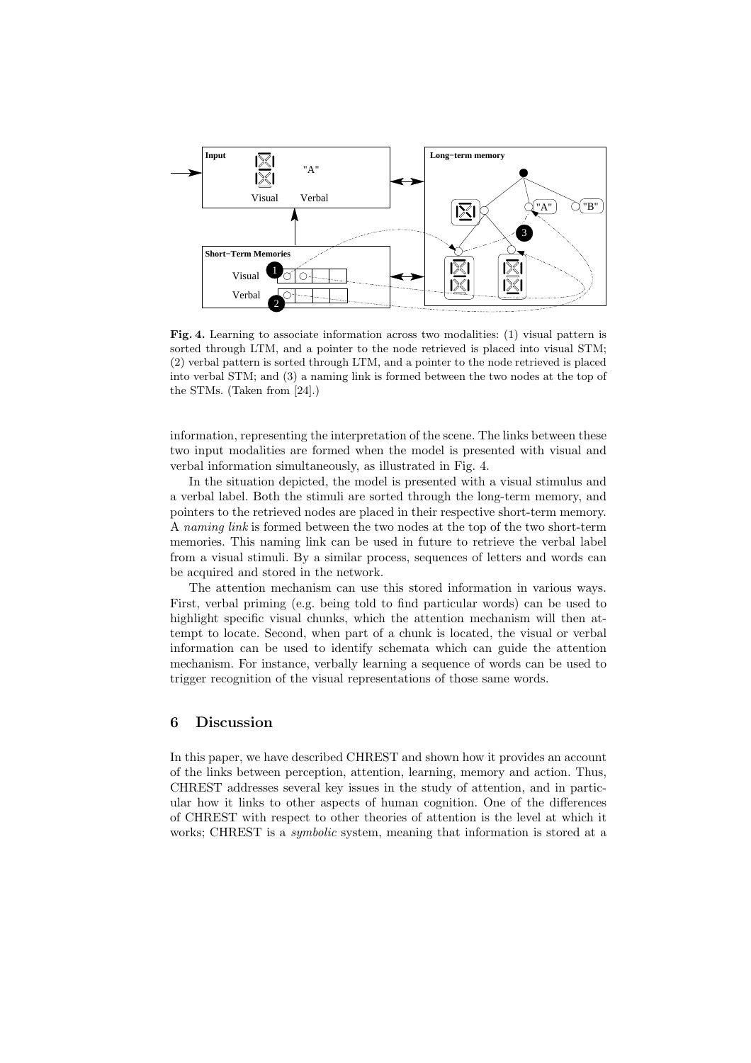Input

"A"

Visual Verbal

Long−term memory

"A" "B"

3

Short−Term Memories

Visual 1

Verbal 2

**Fig. 4.** Learning to associate information across two modalities: (1) visual pattern is sorted through LTM, and a pointer to the node retrieved is placed into visual STM; (2) verbal pattern is sorted through LTM, and a pointer to the node retrieved is placed into verbal STM; and (3) a naming link is formed between the two nodes at the top of the STMs. (Taken from [24].)

information, representing the interpretation of the scene. The links between these two input modalities are formed when the model is presented with visual and verbal information simultaneously, as illustrated in Fig. 4.

In the situation depicted, the model is presented with a visual stimulus and a verbal label. Both the stimuli are sorted through the long-term memory, and pointers to the retrieved nodes are placed in their respective short-term memory. A *naming link* is formed between the two nodes at the top of the two short-term memories. This naming link can be used in future to retrieve the verbal label from a visual stimuli. By a similar process, sequences of letters and words can be acquired and stored in the network.

The attention mechanism can use this stored information in various ways. First, verbal priming (e.g. being told to find particular words) can be used to highlight specific visual chunks, which the attention mechanism will then attempt to locate. Second, when part of a chunk is located, the visual or verbal information can be used to identify schemata which can guide the attention mechanism. For instance, verbally learning a sequence of words can be used to trigger recognition of the visual representations of those same words.

## 6 Discussion

In this paper, we have described CHREST and shown how it provides an account of the links between perception, attention, learning, memory and action. Thus, CHREST addresses several key issues in the study of attention, and in particular how it links to other aspects of human cognition. One of the differences of CHREST with respect to other theories of attention is the level at which it works; CHREST is a *symbolic* system, meaning that information is stored at a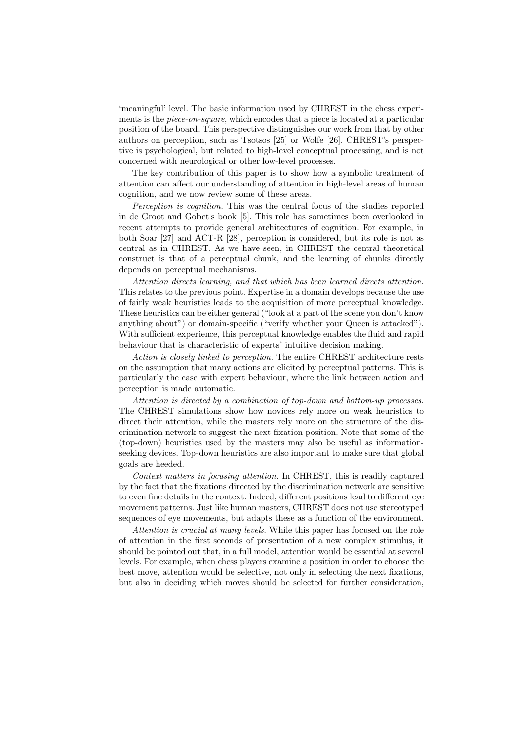'meaningful' level. The basic information used by CHREST in the chess experiments is the *piece-on-square*, which encodes that a piece is located at a particular position of the board. This perspective distinguishes our work from that by other authors on perception, such as Tsotsos [25] or Wolfe [26]. CHREST's perspective is psychological, but related to high-level conceptual processing, and is not concerned with neurological or other low-level processes.

The key contribution of this paper is to show how a symbolic treatment of attention can affect our understanding of attention in high-level areas of human cognition, and we now review some of these areas.

*Perception is cognition.* This was the central focus of the studies reported in de Groot and Gobet's book [5]. This role has sometimes been overlooked in recent attempts to provide general architectures of cognition. For example, in both Soar [27] and ACT-R [28], perception is considered, but its role is not as central as in CHREST. As we have seen, in CHREST the central theoretical construct is that of a perceptual chunk, and the learning of chunks directly depends on perceptual mechanisms.

*Attention directs learning, and that which has been learned directs attention.* This relates to the previous point. Expertise in a domain develops because the use of fairly weak heuristics leads to the acquisition of more perceptual knowledge. These heuristics can be either general ("look at a part of the scene you don't know anything about") or domain-specific ("verify whether your Queen is attacked"). With sufficient experience, this perceptual knowledge enables the fluid and rapid behaviour that is characteristic of experts' intuitive decision making.

*Action is closely linked to perception.* The entire CHREST architecture rests on the assumption that many actions are elicited by perceptual patterns. This is particularly the case with expert behaviour, where the link between action and perception is made automatic.

*Attention is directed by a combination of top-down and bottom-up processes.* The CHREST simulations show how novices rely more on weak heuristics to direct their attention, while the masters rely more on the structure of the discrimination network to suggest the next fixation position. Note that some of the (top-down) heuristics used by the masters may also be useful as information-seeking devices. Top-down heuristics are also important to make sure that global goals are heeded.

*Context matters in focusing attention.* In CHREST, this is readily captured by the fact that the fixations directed by the discrimination network are sensitive to even fine details in the context. Indeed, different positions lead to different eye movement patterns. Just like human masters, CHREST does not use stereotyped sequences of eye movements, but adapts these as a function of the environment.

*Attention is crucial at many levels.* While this paper has focused on the role of attention in the first seconds of presentation of a new complex stimulus, it should be pointed out that, in a full model, attention would be essential at several levels. For example, when chess players examine a position in order to choose the best move, attention would be selective, not only in selecting the next fixations, but also in deciding which moves should be selected for further consideration,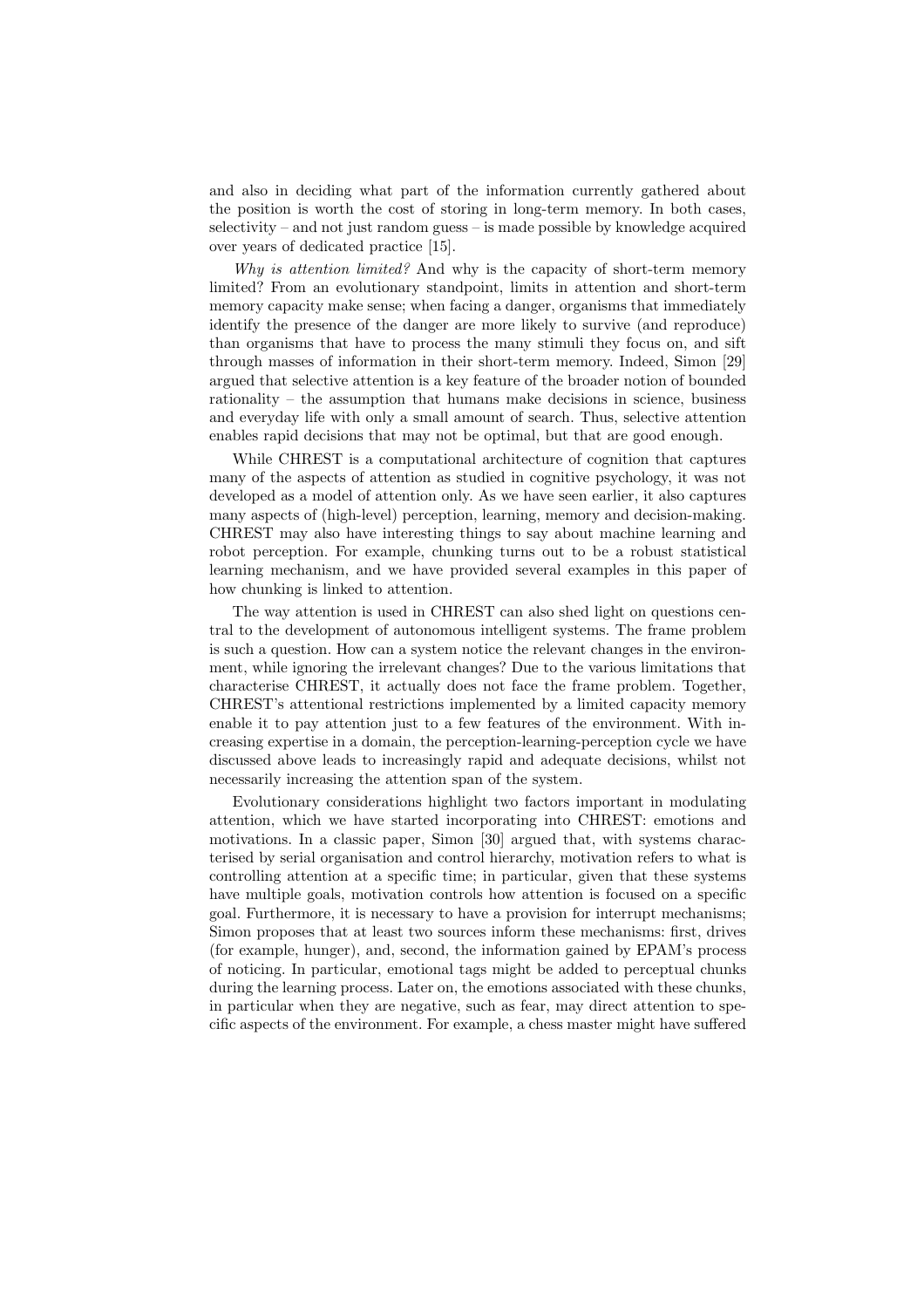and also in deciding what part of the information currently gathered about the position is worth the cost of storing in long-term memory. In both cases, selectivity – and not just random guess – is made possible by knowledge acquired over years of dedicated practice [15].

*Why is attention limited?* And why is the capacity of short-term memory limited? From an evolutionary standpoint, limits in attention and short-term memory capacity make sense; when facing a danger, organisms that immediately identify the presence of the danger are more likely to survive (and reproduce) than organisms that have to process the many stimuli they focus on, and sift through masses of information in their short-term memory. Indeed, Simon [29] argued that selective attention is a key feature of the broader notion of bounded rationality – the assumption that humans make decisions in science, business and everyday life with only a small amount of search. Thus, selective attention enables rapid decisions that may not be optimal, but that are good enough.

While CHREST is a computational architecture of cognition that captures many of the aspects of attention as studied in cognitive psychology, it was not developed as a model of attention only. As we have seen earlier, it also captures many aspects of (high-level) perception, learning, memory and decision-making. CHREST may also have interesting things to say about machine learning and robot perception. For example, chunking turns out to be a robust statistical learning mechanism, and we have provided several examples in this paper of how chunking is linked to attention.

The way attention is used in CHREST can also shed light on questions central to the development of autonomous intelligent systems. The frame problem is such a question. How can a system notice the relevant changes in the environment, while ignoring the irrelevant changes? Due to the various limitations that characterise CHREST, it actually does not face the frame problem. Together, CHREST's attentional restrictions implemented by a limited capacity memory enable it to pay attention just to a few features of the environment. With increasing expertise in a domain, the perception-learning-perception cycle we have discussed above leads to increasingly rapid and adequate decisions, whilst not necessarily increasing the attention span of the system.

Evolutionary considerations highlight two factors important in modulating attention, which we have started incorporating into CHREST: emotions and motivations. In a classic paper, Simon [30] argued that, with systems characterised by serial organisation and control hierarchy, motivation refers to what is controlling attention at a specific time; in particular, given that these systems have multiple goals, motivation controls how attention is focused on a specific goal. Furthermore, it is necessary to have a provision for interrupt mechanisms; Simon proposes that at least two sources inform these mechanisms: first, drives (for example, hunger), and, second, the information gained by EPAM's process of noticing. In particular, emotional tags might be added to perceptual chunks during the learning process. Later on, the emotions associated with these chunks, in particular when they are negative, such as fear, may direct attention to specific aspects of the environment. For example, a chess master might have suffered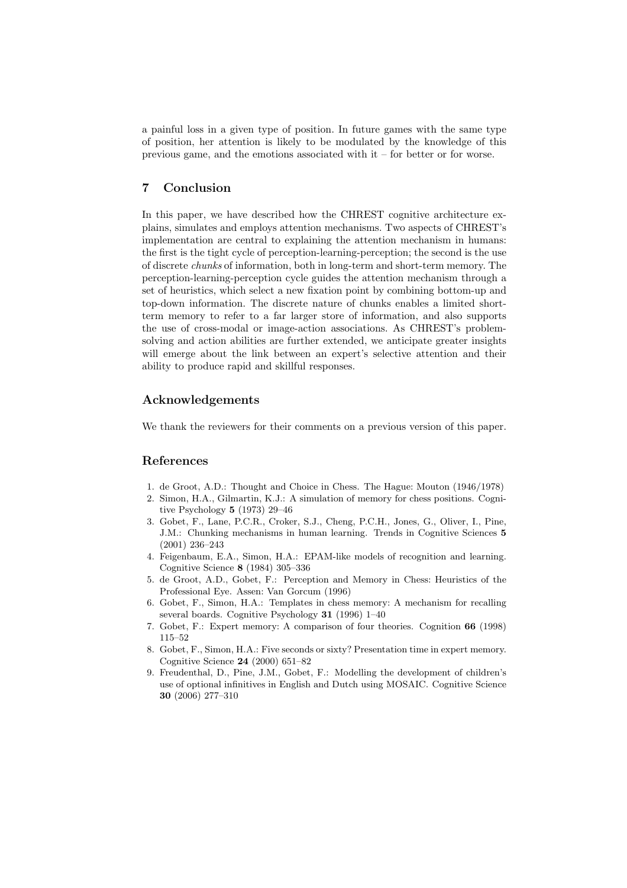a painful loss in a given type of position. In future games with the same type of position, her attention is likely to be modulated by the knowledge of this previous game, and the emotions associated with it – for better or for worse.

## 7 Conclusion

In this paper, we have described how the CHREST cognitive architecture explains, simulates and employs attention mechanisms. Two aspects of CHREST's implementation are central to explaining the attention mechanism in humans: the first is the tight cycle of perception-learning-perception; the second is the use of discrete *chunks* of information, both in long-term and short-term memory. The perception-learning-perception cycle guides the attention mechanism through a set of heuristics, which select a new fixation point by combining bottom-up and top-down information. The discrete nature of chunks enables a limited short-term memory to refer to a far larger store of information, and also supports the use of cross-modal or image-action associations. As CHREST's problem-solving and action abilities are further extended, we anticipate greater insights will emerge about the link between an expert's selective attention and their ability to produce rapid and skillful responses.

## Acknowledgements

We thank the reviewers for their comments on a previous version of this paper.

## References

1. de Groot, A.D.: Thought and Choice in Chess. The Hague: Mouton (1946/1978)
2. Simon, H.A., Gilmartin, K.J.: A simulation of memory for chess positions. Cognitive Psychology **5** (1973) 29–46
3. Gobet, F., Lane, P.C.R., Croker, S.J., Cheng, P.C.H., Jones, G., Oliver, I., Pine, J.M.: Chunking mechanisms in human learning. Trends in Cognitive Sciences **5** (2001) 236–243
4. Feigenbaum, E.A., Simon, H.A.: EPAM-like models of recognition and learning. Cognitive Science **8** (1984) 305–336
5. de Groot, A.D., Gobet, F.: Perception and Memory in Chess: Heuristics of the Professional Eye. Assen: Van Gorcum (1996)
6. Gobet, F., Simon, H.A.: Templates in chess memory: A mechanism for recalling several boards. Cognitive Psychology **31** (1996) 1–40
7. Gobet, F.: Expert memory: A comparison of four theories. Cognition **66** (1998) 115–52
8. Gobet, F., Simon, H.A.: Five seconds or sixty? Presentation time in expert memory. Cognitive Science **24** (2000) 651–82
9. Freudenthal, D., Pine, J.M., Gobet, F.: Modelling the development of children's use of optional infinitives in English and Dutch using MOSAIC. Cognitive Science **30** (2006) 277–310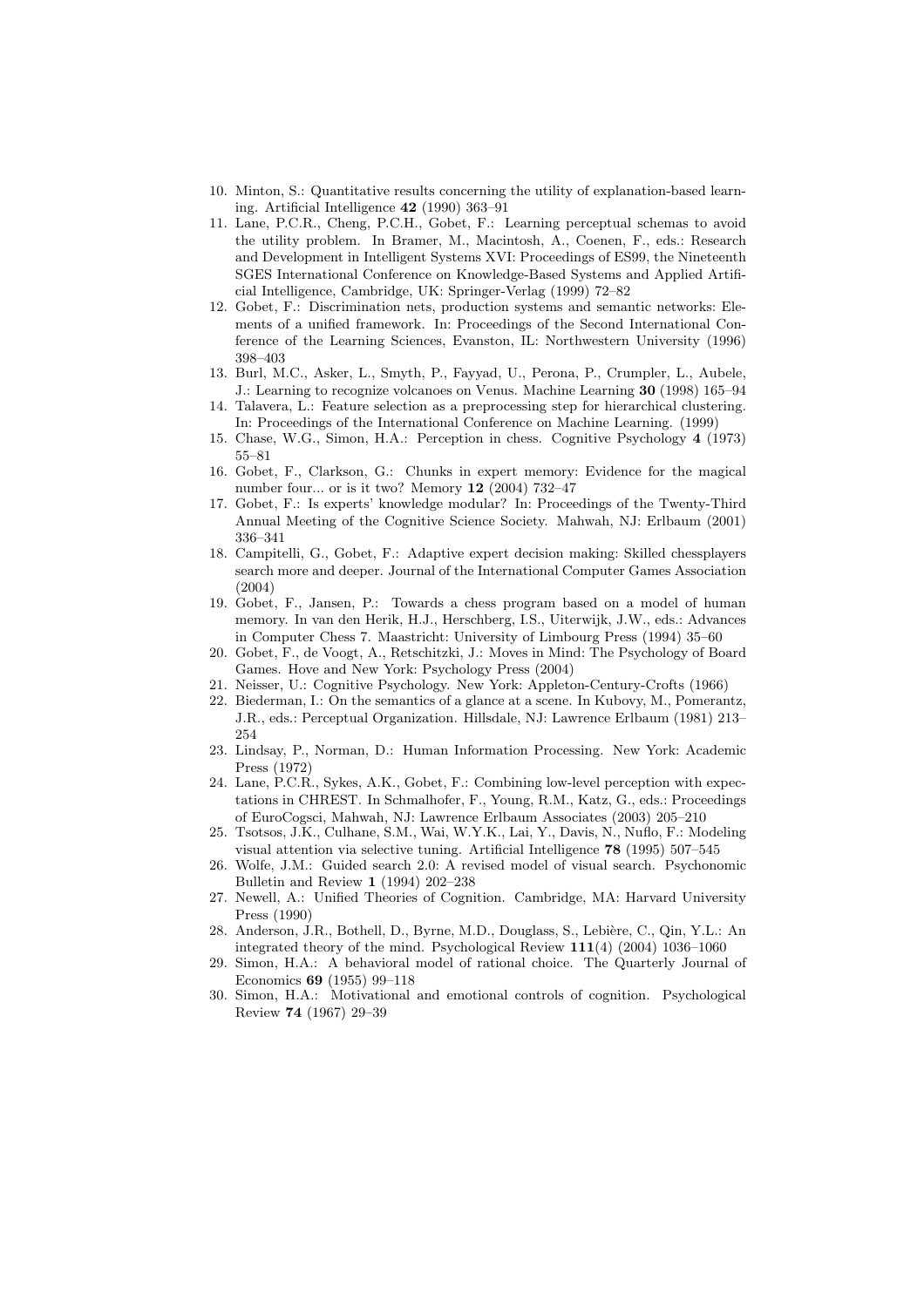10. Minton, S.: Quantitative results concerning the utility of explanation-based learning. Artificial Intelligence **42** (1990) 363–91
11. Lane, P.C.R., Cheng, P.C.H., Gobet, F.: Learning perceptual schemas to avoid the utility problem. In Bramer, M., Macintosh, A., Coenen, F., eds.: Research and Development in Intelligent Systems XVI: Proceedings of ES99, the Nineteenth SGES International Conference on Knowledge-Based Systems and Applied Artificial Intelligence, Cambridge, UK: Springer-Verlag (1999) 72–82
12. Gobet, F.: Discrimination nets, production systems and semantic networks: Elements of a unified framework. In: Proceedings of the Second International Conference of the Learning Sciences, Evanston, IL: Northwestern University (1996) 398–403
13. Burl, M.C., Asker, L., Smyth, P., Fayyad, U., Perona, P., Crumpler, L., Aubele, J.: Learning to recognize volcanoes on Venus. Machine Learning **30** (1998) 165–94
14. Talavera, L.: Feature selection as a preprocessing step for hierarchical clustering. In: Proceedings of the International Conference on Machine Learning. (1999)
15. Chase, W.G., Simon, H.A.: Perception in chess. Cognitive Psychology **4** (1973) 55–81
16. Gobet, F., Clarkson, G.: Chunks in expert memory: Evidence for the magical number four... or is it two? Memory **12** (2004) 732–47
17. Gobet, F.: Is experts' knowledge modular? In: Proceedings of the Twenty-Third Annual Meeting of the Cognitive Science Society. Mahwah, NJ: Erlbaum (2001) 336–341
18. Campitelli, G., Gobet, F.: Adaptive expert decision making: Skilled chessplayers search more and deeper. Journal of the International Computer Games Association (2004)
19. Gobet, F., Jansen, P.: Towards a chess program based on a model of human memory. In van den Herik, H.J., Herschberg, I.S., Uiterwijk, J.W., eds.: Advances in Computer Chess 7. Maastricht: University of Limbourg Press (1994) 35–60
20. Gobet, F., de Voogt, A., Retschitzki, J.: Moves in Mind: The Psychology of Board Games. Hove and New York: Psychology Press (2004)
21. Neisser, U.: Cognitive Psychology. New York: Appleton-Century-Crofts (1966)
22. Biederman, I.: On the semantics of a glance at a scene. In Kubovy, M., Pomerantz, J.R., eds.: Perceptual Organization. Hillsdale, NJ: Lawrence Erlbaum (1981) 213–254
23. Lindsay, P., Norman, D.: Human Information Processing. New York: Academic Press (1972)
24. Lane, P.C.R., Sykes, A.K., Gobet, F.: Combining low-level perception with expectations in CHREST. In Schmalhofer, F., Young, R.M., Katz, G., eds.: Proceedings of EuroCogsci, Mahwah, NJ: Lawrence Erlbaum Associates (2003) 205–210
25. Tsotsos, J.K., Culhane, S.M., Wai, W.Y.K., Lai, Y., Davis, N., Nuflo, F.: Modeling visual attention via selective tuning. Artificial Intelligence **78** (1995) 507–545
26. Wolfe, J.M.: Guided search 2.0: A revised model of visual search. Psychonomic Bulletin and Review **1** (1994) 202–238
27. Newell, A.: Unified Theories of Cognition. Cambridge, MA: Harvard University Press (1990)
28. Anderson, J.R., Bothell, D., Byrne, M.D., Douglass, S., Lebière, C., Qin, Y.L.: An integrated theory of the mind. Psychological Review **111**(4) (2004) 1036–1060
29. Simon, H.A.: A behavioral model of rational choice. The Quarterly Journal of Economics **69** (1955) 99–118
30. Simon, H.A.: Motivational and emotional controls of cognition. Psychological Review **74** (1967) 29–39